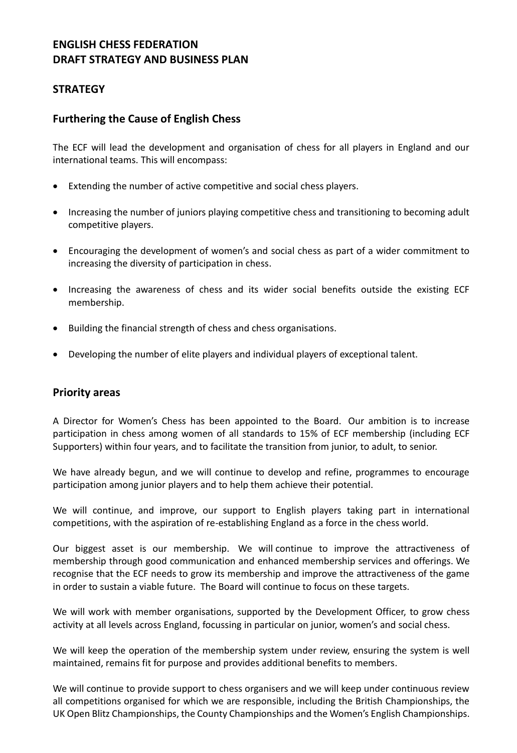# ENGLISH CHESS FEDERATION
# DRAFT STRATEGY AND BUSINESS PLAN

## STRATEGY

### Furthering the Cause of English Chess

The ECF will lead the development and organisation of chess for all players in England and our international teams. This will encompass:

- Extending the number of active competitive and social chess players.
- Increasing the number of juniors playing competitive chess and transitioning to becoming adult competitive players.
- Encouraging the development of women's and social chess as part of a wider commitment to increasing the diversity of participation in chess.
- Increasing the awareness of chess and its wider social benefits outside the existing ECF membership.
- Building the financial strength of chess and chess organisations.
- Developing the number of elite players and individual players of exceptional talent.

### Priority areas

A Director for Women's Chess has been appointed to the Board. Our ambition is to increase participation in chess among women of all standards to 15% of ECF membership (including ECF Supporters) within four years, and to facilitate the transition from junior, to adult, to senior.

We have already begun, and we will continue to develop and refine, programmes to encourage participation among junior players and to help them achieve their potential.

We will continue, and improve, our support to English players taking part in international competitions, with the aspiration of re-establishing England as a force in the chess world.

Our biggest asset is our membership. We will continue to improve the attractiveness of membership through good communication and enhanced membership services and offerings. We recognise that the ECF needs to grow its membership and improve the attractiveness of the game in order to sustain a viable future. The Board will continue to focus on these targets.

We will work with member organisations, supported by the Development Officer, to grow chess activity at all levels across England, focussing in particular on junior, women's and social chess.

We will keep the operation of the membership system under review, ensuring the system is well maintained, remains fit for purpose and provides additional benefits to members.

We will continue to provide support to chess organisers and we will keep under continuous review all competitions organised for which we are responsible, including the British Championships, the UK Open Blitz Championships, the County Championships and the Women's English Championships.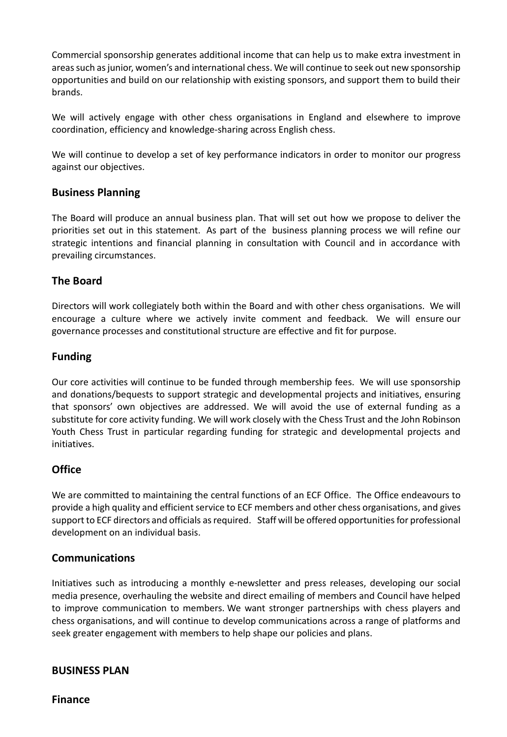Commercial sponsorship generates additional income that can help us to make extra investment in areas such as junior, women's and international chess. We will continue to seek out new sponsorship opportunities and build on our relationship with existing sponsors, and support them to build their brands.

We will actively engage with other chess organisations in England and elsewhere to improve coordination, efficiency and knowledge-sharing across English chess.

We will continue to develop a set of key performance indicators in order to monitor our progress against our objectives.

## Business Planning

The Board will produce an annual business plan. That will set out how we propose to deliver the priorities set out in this statement. As part of the business planning process we will refine our strategic intentions and financial planning in consultation with Council and in accordance with prevailing circumstances.

## The Board

Directors will work collegiately both within the Board and with other chess organisations. We will encourage a culture where we actively invite comment and feedback. We will ensure our governance processes and constitutional structure are effective and fit for purpose.

## Funding

Our core activities will continue to be funded through membership fees. We will use sponsorship and donations/bequests to support strategic and developmental projects and initiatives, ensuring that sponsors' own objectives are addressed. We will avoid the use of external funding as a substitute for core activity funding. We will work closely with the Chess Trust and the John Robinson Youth Chess Trust in particular regarding funding for strategic and developmental projects and initiatives.

## Office

We are committed to maintaining the central functions of an ECF Office. The Office endeavours to provide a high quality and efficient service to ECF members and other chess organisations, and gives support to ECF directors and officials as required. Staff will be offered opportunities for professional development on an individual basis.

## Communications

Initiatives such as introducing a monthly e-newsletter and press releases, developing our social media presence, overhauling the website and direct emailing of members and Council have helped to improve communication to members. We want stronger partnerships with chess players and chess organisations, and will continue to develop communications across a range of platforms and seek greater engagement with members to help shape our policies and plans.

## BUSINESS PLAN

## Finance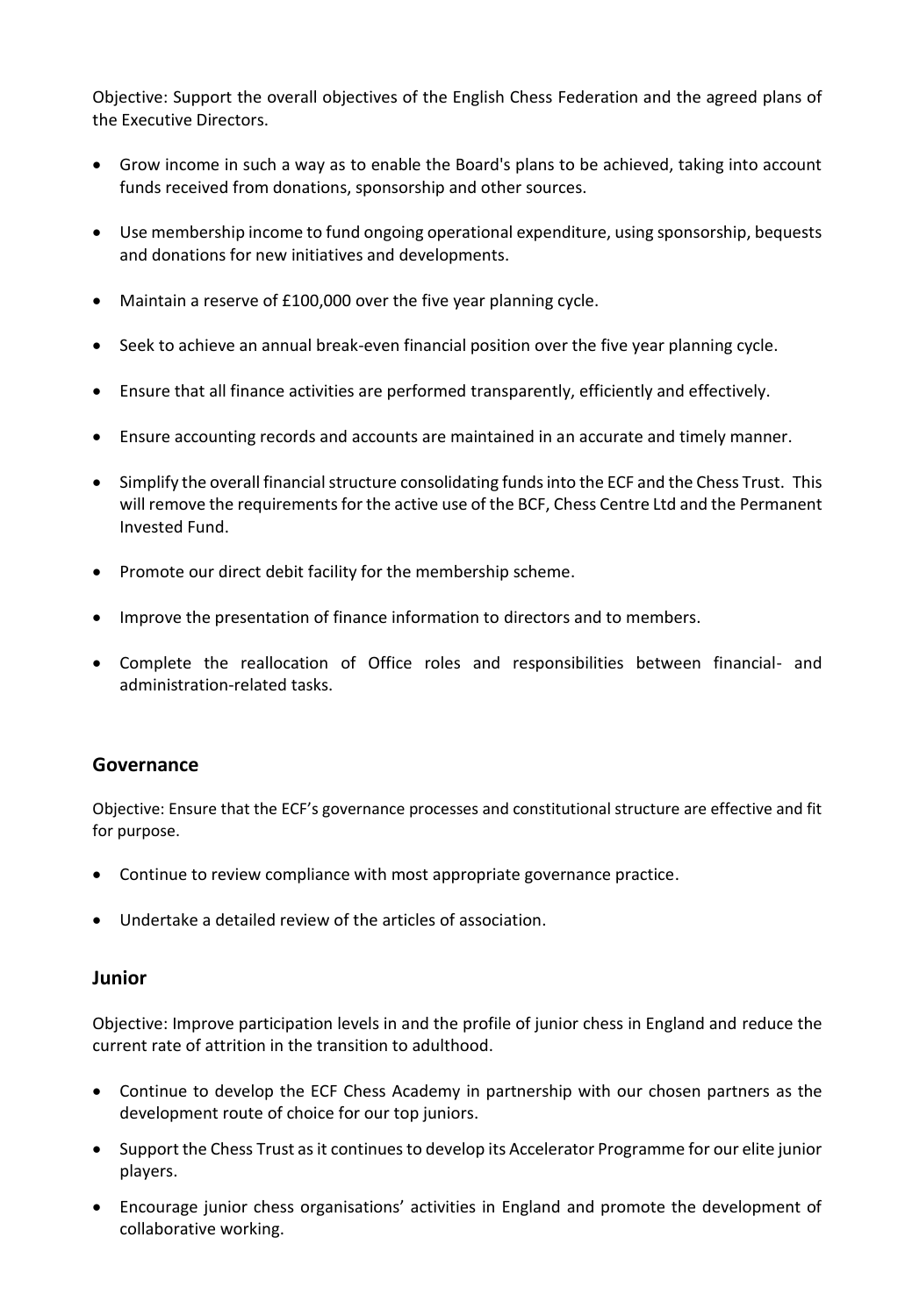Objective: Support the overall objectives of the English Chess Federation and the agreed plans of the Executive Directors.

- Grow income in such a way as to enable the Board's plans to be achieved, taking into account funds received from donations, sponsorship and other sources.
- Use membership income to fund ongoing operational expenditure, using sponsorship, bequests and donations for new initiatives and developments.
- Maintain a reserve of £100,000 over the five year planning cycle.
- Seek to achieve an annual break-even financial position over the five year planning cycle.
- Ensure that all finance activities are performed transparently, efficiently and effectively.
- Ensure accounting records and accounts are maintained in an accurate and timely manner.
- Simplify the overall financial structure consolidating funds into the ECF and the Chess Trust. This will remove the requirements for the active use of the BCF, Chess Centre Ltd and the Permanent Invested Fund.
- Promote our direct debit facility for the membership scheme.
- Improve the presentation of finance information to directors and to members.
- Complete the reallocation of Office roles and responsibilities between financial- and administration-related tasks.

## Governance

Objective: Ensure that the ECF's governance processes and constitutional structure are effective and fit for purpose.

- Continue to review compliance with most appropriate governance practice.
- Undertake a detailed review of the articles of association.

## Junior

Objective: Improve participation levels in and the profile of junior chess in England and reduce the current rate of attrition in the transition to adulthood.

- Continue to develop the ECF Chess Academy in partnership with our chosen partners as the development route of choice for our top juniors.
- Support the Chess Trust as it continues to develop its Accelerator Programme for our elite junior players.
- Encourage junior chess organisations' activities in England and promote the development of collaborative working.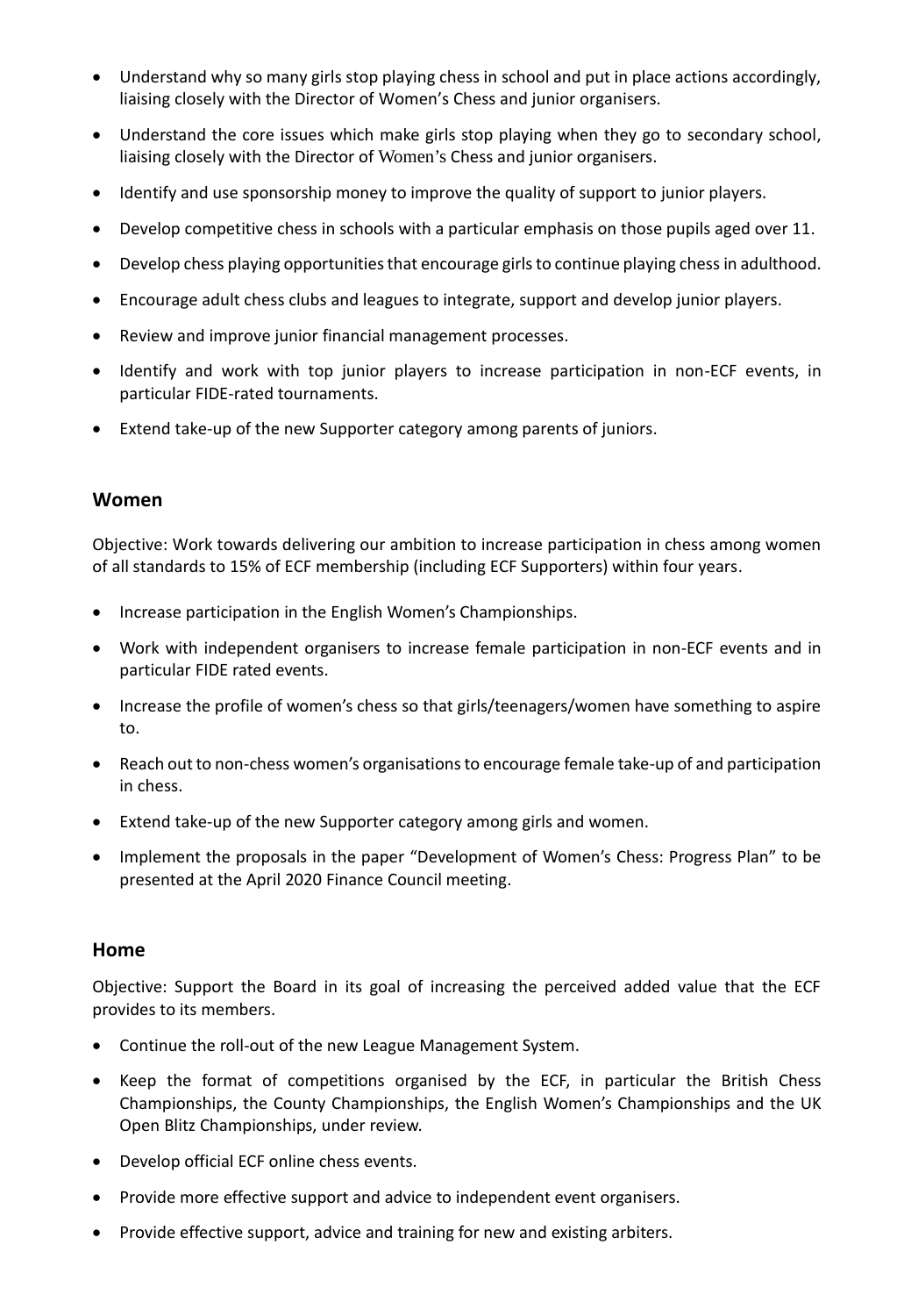- Understand why so many girls stop playing chess in school and put in place actions accordingly, liaising closely with the Director of Women's Chess and junior organisers.
- Understand the core issues which make girls stop playing when they go to secondary school, liaising closely with the Director of Women's Chess and junior organisers.
- Identify and use sponsorship money to improve the quality of support to junior players.
- Develop competitive chess in schools with a particular emphasis on those pupils aged over 11.
- Develop chess playing opportunities that encourage girls to continue playing chess in adulthood.
- Encourage adult chess clubs and leagues to integrate, support and develop junior players.
- Review and improve junior financial management processes.
- Identify and work with top junior players to increase participation in non-ECF events, in particular FIDE-rated tournaments.
- Extend take-up of the new Supporter category among parents of juniors.

## Women

Objective: Work towards delivering our ambition to increase participation in chess among women of all standards to 15% of ECF membership (including ECF Supporters) within four years.

- Increase participation in the English Women's Championships.
- Work with independent organisers to increase female participation in non-ECF events and in particular FIDE rated events.
- Increase the profile of women's chess so that girls/teenagers/women have something to aspire to.
- Reach out to non-chess women's organisations to encourage female take-up of and participation in chess.
- Extend take-up of the new Supporter category among girls and women.
- Implement the proposals in the paper "Development of Women's Chess: Progress Plan" to be presented at the April 2020 Finance Council meeting.

## Home

Objective: Support the Board in its goal of increasing the perceived added value that the ECF provides to its members.

- Continue the roll-out of the new League Management System.
- Keep the format of competitions organised by the ECF, in particular the British Chess Championships, the County Championships, the English Women's Championships and the UK Open Blitz Championships, under review.
- Develop official ECF online chess events.
- Provide more effective support and advice to independent event organisers.
- Provide effective support, advice and training for new and existing arbiters.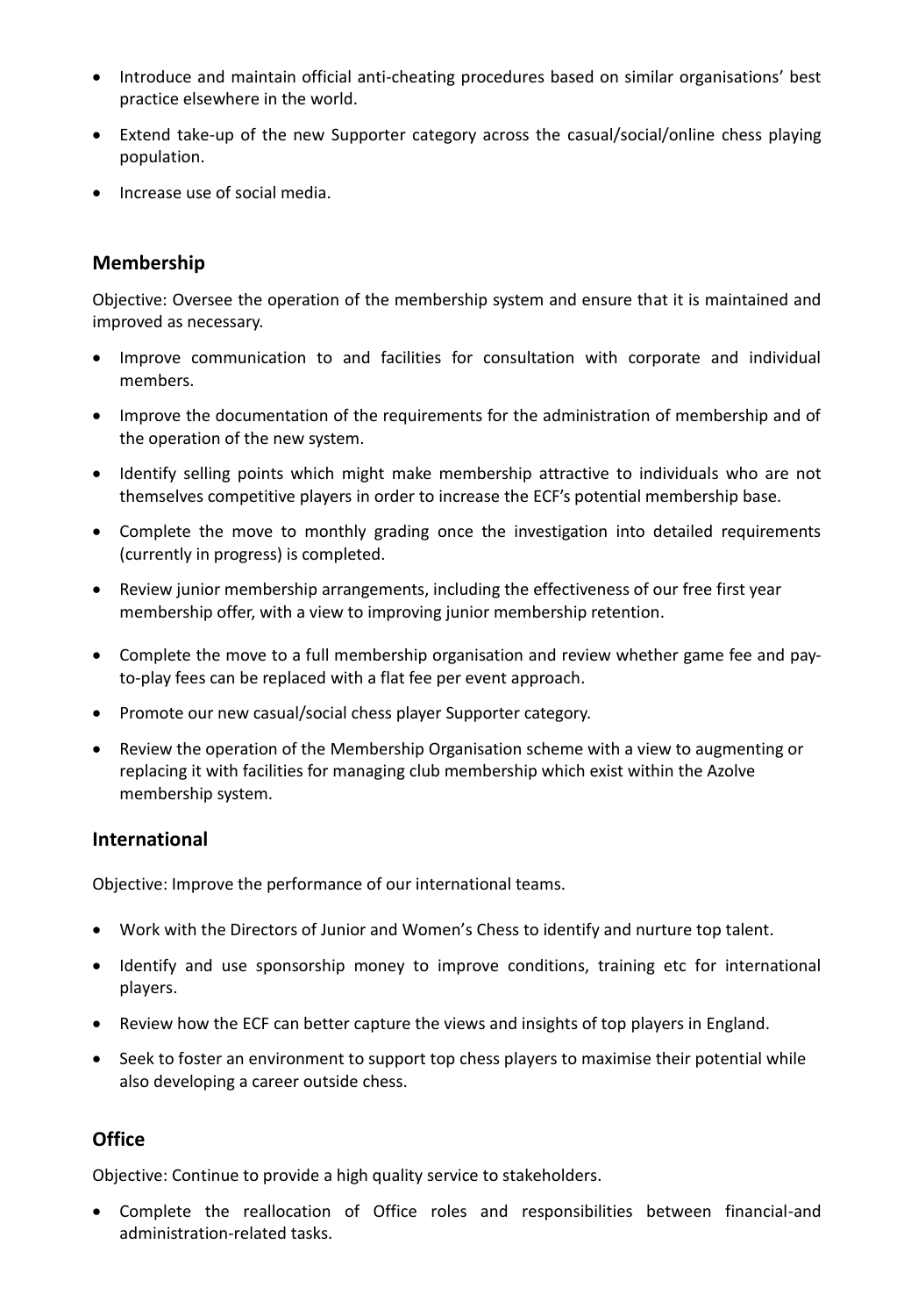- Introduce and maintain official anti-cheating procedures based on similar organisations' best practice elsewhere in the world.
- Extend take-up of the new Supporter category across the casual/social/online chess playing population.
- Increase use of social media.

## Membership

Objective: Oversee the operation of the membership system and ensure that it is maintained and improved as necessary.

- Improve communication to and facilities for consultation with corporate and individual members.
- Improve the documentation of the requirements for the administration of membership and of the operation of the new system.
- Identify selling points which might make membership attractive to individuals who are not themselves competitive players in order to increase the ECF's potential membership base.
- Complete the move to monthly grading once the investigation into detailed requirements (currently in progress) is completed.
- Review junior membership arrangements, including the effectiveness of our free first year membership offer, with a view to improving junior membership retention.
- Complete the move to a full membership organisation and review whether game fee and pay-to-play fees can be replaced with a flat fee per event approach.
- Promote our new casual/social chess player Supporter category.
- Review the operation of the Membership Organisation scheme with a view to augmenting or replacing it with facilities for managing club membership which exist within the Azolve membership system.

## International

Objective: Improve the performance of our international teams.

- Work with the Directors of Junior and Women's Chess to identify and nurture top talent.
- Identify and use sponsorship money to improve conditions, training etc for international players.
- Review how the ECF can better capture the views and insights of top players in England.
- Seek to foster an environment to support top chess players to maximise their potential while also developing a career outside chess.

## Office

Objective: Continue to provide a high quality service to stakeholders.

- Complete the reallocation of Office roles and responsibilities between financial-and administration-related tasks.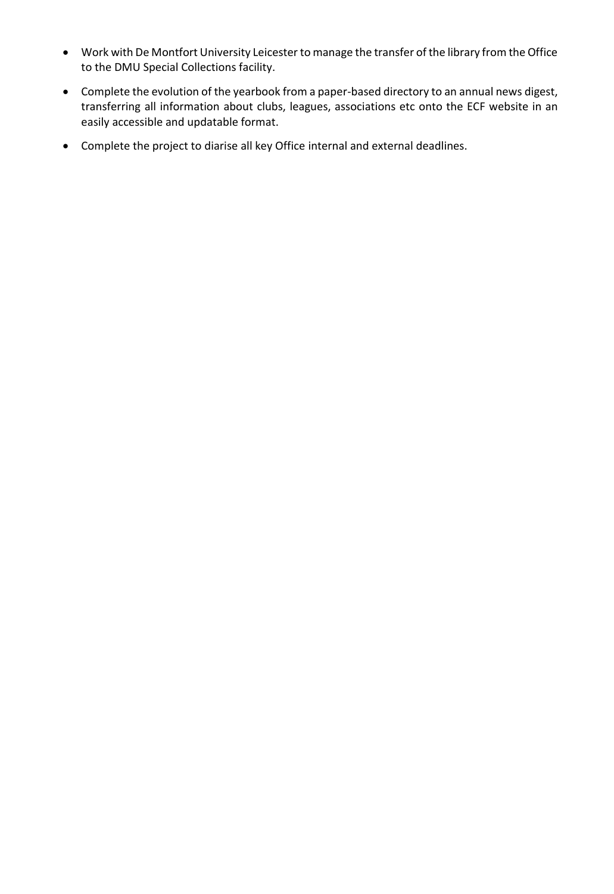- Work with De Montfort University Leicester to manage the transfer of the library from the Office to the DMU Special Collections facility.
- Complete the evolution of the yearbook from a paper-based directory to an annual news digest, transferring all information about clubs, leagues, associations etc onto the ECF website in an easily accessible and updatable format.
- Complete the project to diarise all key Office internal and external deadlines.